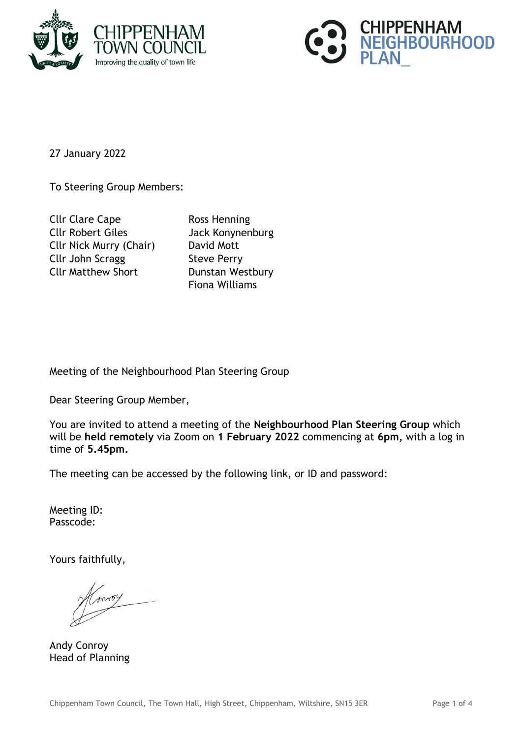CHIPPENHAM TOWN COUNCIL
Improving the quality of town life

CHIPPENHAM NEIGHBOURHOOD PLAN_

27 January 2022

To Steering Group Members:

Cllr Clare Cape
Cllr Robert Giles
Cllr Nick Murry (Chair)
Cllr John Scragg
Cllr Matthew Short

Ross Henning
Jack Konynenburg
David Mott
Steve Perry
Dunstan Westbury
Fiona Williams

Meeting of the Neighbourhood Plan Steering Group

Dear Steering Group Member,

You are invited to attend a meeting of the **Neighbourhood Plan Steering Group** which will be **held remotely** via Zoom on **1 February 2022** commencing at **6pm,** with a log in time of **5.45pm.**

The meeting can be accessed by the following link, or ID and password:

Meeting ID:
Passcode:

Yours faithfully,

Andy Conroy
Head of Planning

Chippenham Town Council, The Town Hall, High Street, Chippenham, Wiltshire, SN15 3ER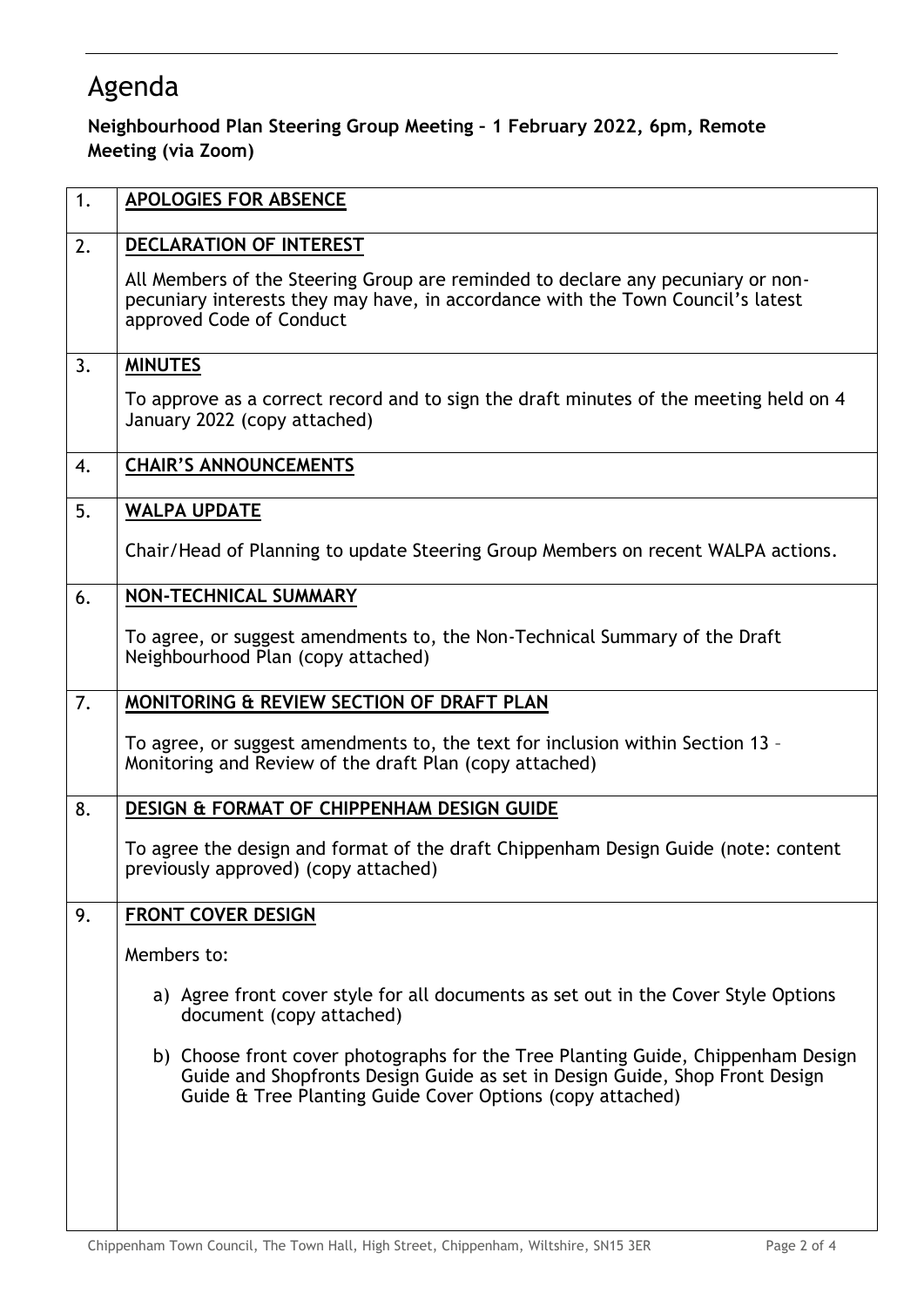# Agenda

**Neighbourhood Plan Steering Group Meeting – 1 February 2022, 6pm, Remote Meeting (via Zoom)**

| | |
|---|---|
| 1. | **APOLOGIES FOR ABSENCE** |
| 2. | **DECLARATION OF INTEREST**<br><br>All Members of the Steering Group are reminded to declare any pecuniary or non-pecuniary interests they may have, in accordance with the Town Council's latest approved Code of Conduct |
| 3. | **MINUTES**<br><br>To approve as a correct record and to sign the draft minutes of the meeting held on 4 January 2022 (copy attached) |
| 4. | **CHAIR'S ANNOUNCEMENTS** |
| 5. | **WALPA UPDATE**<br><br>Chair/Head of Planning to update Steering Group Members on recent WALPA actions. |
| 6. | **NON-TECHNICAL SUMMARY**<br><br>To agree, or suggest amendments to, the Non-Technical Summary of the Draft Neighbourhood Plan (copy attached) |
| 7. | **MONITORING & REVIEW SECTION OF DRAFT PLAN**<br><br>To agree, or suggest amendments to, the text for inclusion within Section 13 – Monitoring and Review of the draft Plan (copy attached) |
| 8. | **DESIGN & FORMAT OF CHIPPENHAM DESIGN GUIDE**<br><br>To agree the design and format of the draft Chippenham Design Guide (note: content previously approved) (copy attached) |
| 9. | **FRONT COVER DESIGN**<br><br>Members to:<br><br>a) Agree front cover style for all documents as set out in the Cover Style Options document (copy attached)<br><br>b) Choose front cover photographs for the Tree Planting Guide, Chippenham Design Guide and Shopfronts Design Guide as set in Design Guide, Shop Front Design Guide & Tree Planting Guide Cover Options (copy attached) |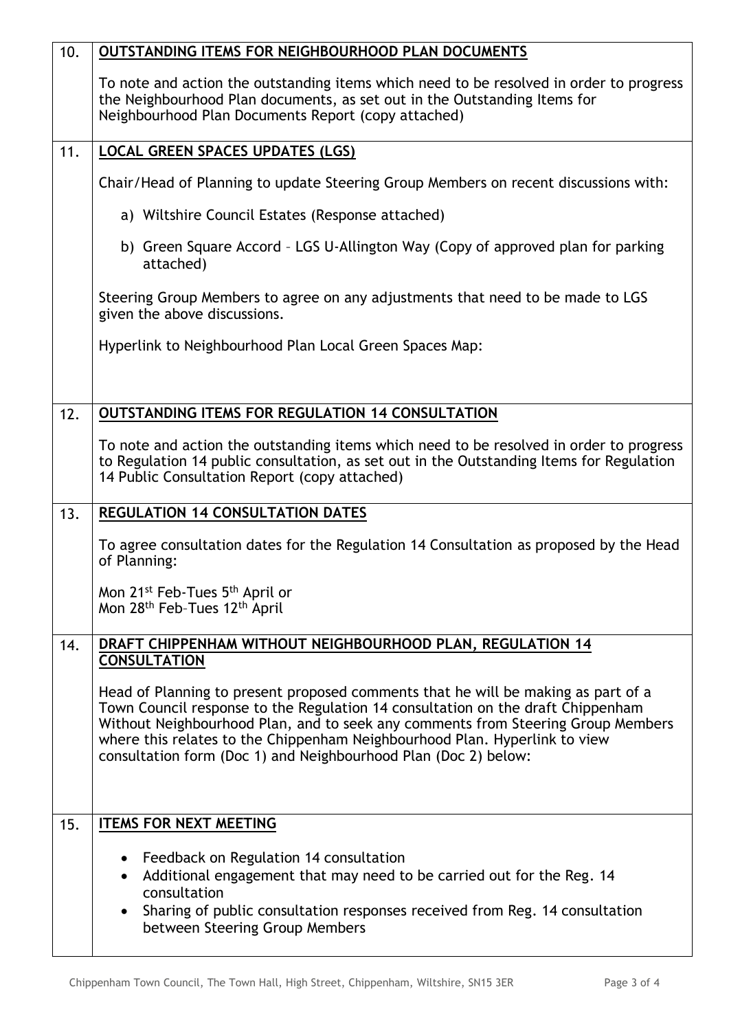| | |
|---|---|
| 10. | **OUTSTANDING ITEMS FOR NEIGHBOURHOOD PLAN DOCUMENTS**<br><br>To note and action the outstanding items which need to be resolved in order to progress the Neighbourhood Plan documents, as set out in the Outstanding Items for Neighbourhood Plan Documents Report (copy attached) |
| 11. | **LOCAL GREEN SPACES UPDATES (LGS)**<br><br>Chair/Head of Planning to update Steering Group Members on recent discussions with:<br><br>a) Wiltshire Council Estates (Response attached)<br><br>b) Green Square Accord – LGS U-Allington Way (Copy of approved plan for parking attached)<br><br>Steering Group Members to agree on any adjustments that need to be made to LGS given the above discussions.<br><br>Hyperlink to Neighbourhood Plan Local Green Spaces Map: |
| 12. | **OUTSTANDING ITEMS FOR REGULATION 14 CONSULTATION**<br><br>To note and action the outstanding items which need to be resolved in order to progress to Regulation 14 public consultation, as set out in the Outstanding Items for Regulation 14 Public Consultation Report (copy attached) |
| 13. | **REGULATION 14 CONSULTATION DATES**<br><br>To agree consultation dates for the Regulation 14 Consultation as proposed by the Head of Planning:<br><br>Mon 21st Feb-Tues 5th April or<br>Mon 28th Feb–Tues 12th April |
| 14. | **DRAFT CHIPPENHAM WITHOUT NEIGHBOURHOOD PLAN, REGULATION 14 CONSULTATION**<br><br>Head of Planning to present proposed comments that he will be making as part of a Town Council response to the Regulation 14 consultation on the draft Chippenham Without Neighbourhood Plan, and to seek any comments from Steering Group Members where this relates to the Chippenham Neighbourhood Plan. Hyperlink to view consultation form (Doc 1) and Neighbourhood Plan (Doc 2) below: |
| 15. | **ITEMS FOR NEXT MEETING**<br><br>• Feedback on Regulation 14 consultation<br>• Additional engagement that may need to be carried out for the Reg. 14 consultation<br>• Sharing of public consultation responses received from Reg. 14 consultation between Steering Group Members |

Chippenham Town Council, The Town Hall, High Street, Chippenham, Wiltshire, SN15 3ER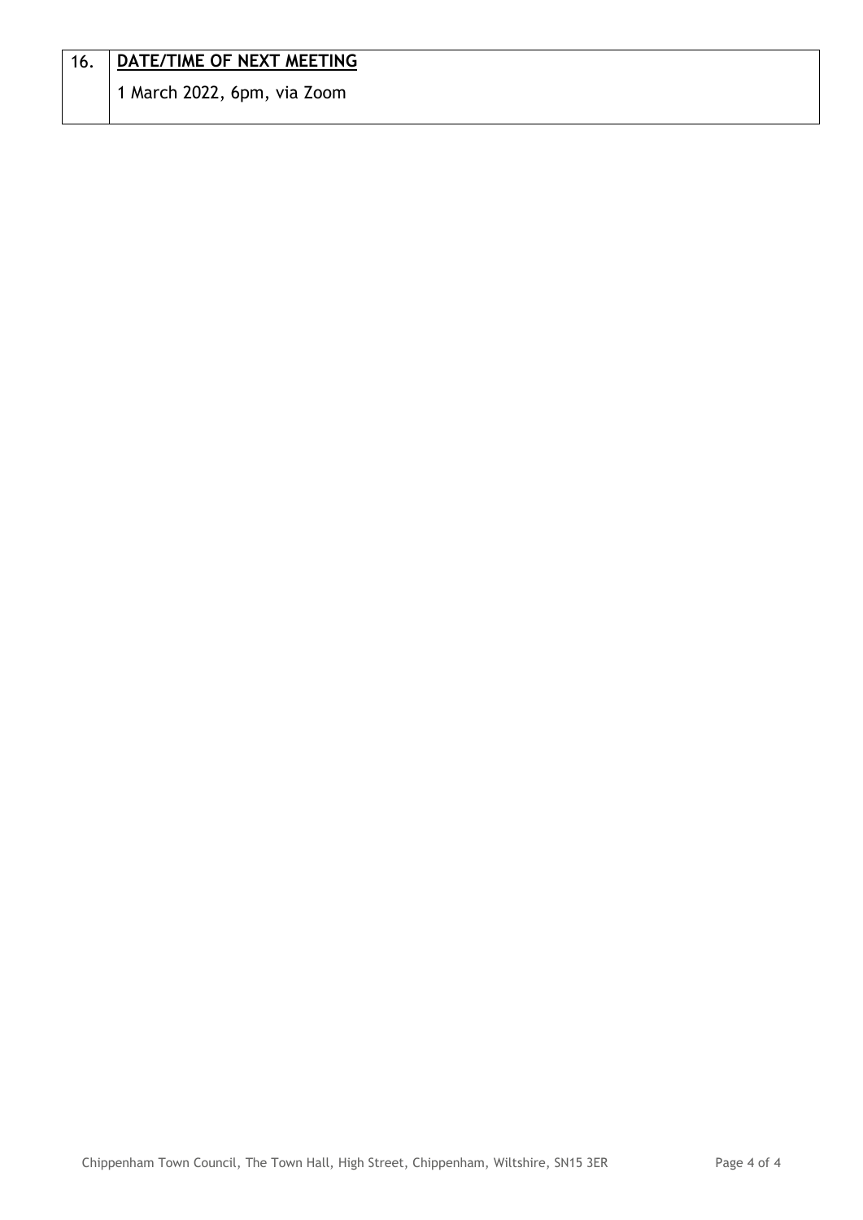| | |
|---|---|
| 16. | **DATE/TIME OF NEXT MEETING**<br>1 March 2022, 6pm, via Zoom |